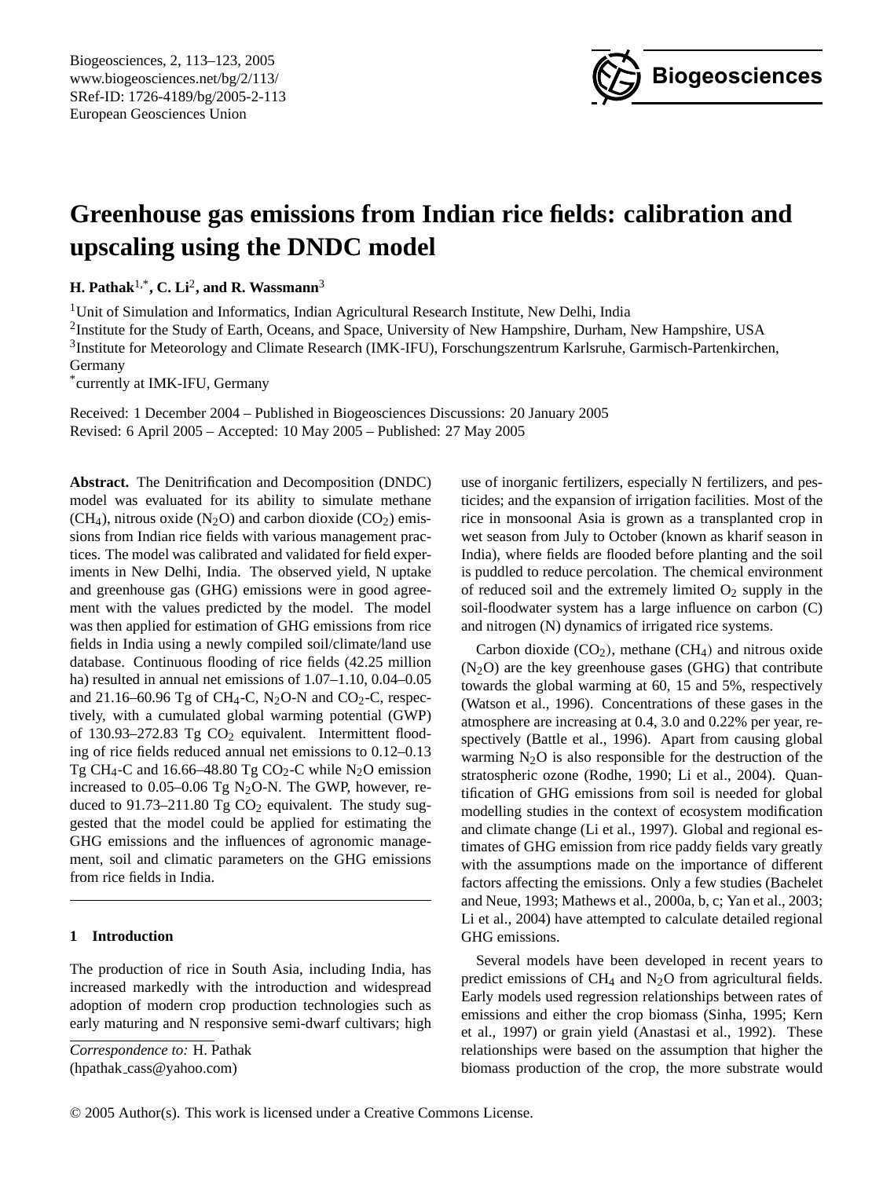# Greenhouse gas emissions from Indian rice fields: calibration and upscaling using the DNDC model

**H. Pathak**[1,*], **C. Li**[2], **and R. Wassmann**[3]

[1]Unit of Simulation and Informatics, Indian Agricultural Research Institute, New Delhi, India

[2]Institute for the Study of Earth, Oceans, and Space, University of New Hampshire, Durham, New Hampshire, USA

[3]Institute for Meteorology and Climate Research (IMK-IFU), Forschungszentrum Karlsruhe, Garmisch-Partenkirchen, Germany

[*]currently at IMK-IFU, Germany

Received: 1 December 2004 – Published in Biogeosciences Discussions: 20 January 2005
Revised: 6 April 2005 – Accepted: 10 May 2005 – Published: 27 May 2005

**Abstract.** The Denitrification and Decomposition (DNDC) model was evaluated for its ability to simulate methane ($CH_4$), nitrous oxide ($N_2O$) and carbon dioxide ($CO_2$) emissions from Indian rice fields with various management practices. The model was calibrated and validated for field experiments in New Delhi, India. The observed yield, N uptake and greenhouse gas (GHG) emissions were in good agreement with the values predicted by the model. The model was then applied for estimation of GHG emissions from rice fields in India using a newly compiled soil/climate/land use database. Continuous flooding of rice fields (42.25 million ha) resulted in annual net emissions of 1.07–1.10, 0.04–0.05 and 21.16–60.96 Tg of $CH_4$-C, $N_2O$-N and $CO_2$-C, respectively, with a cumulated global warming potential (GWP) of 130.93–272.83 Tg $CO_2$ equivalent. Intermittent flooding of rice fields reduced annual net emissions to 0.12–0.13 Tg $CH_4$-C and 16.66–48.80 Tg $CO_2$-C while $N_2O$ emission increased to 0.05–0.06 Tg $N_2O$-N. The GWP, however, reduced to 91.73–211.80 Tg $CO_2$ equivalent. The study suggested that the model could be applied for estimating the GHG emissions and the influences of agronomic management, soil and climatic parameters on the GHG emissions from rice fields in India.

## 1 Introduction

The production of rice in South Asia, including India, has increased markedly with the introduction and widespread adoption of modern crop production technologies such as early maturing and N responsive semi-dwarf cultivars; high use of inorganic fertilizers, especially N fertilizers, and pesticides; and the expansion of irrigation facilities. Most of the rice in monsoonal Asia is grown as a transplanted crop in wet season from July to October (known as kharif season in India), where fields are flooded before planting and the soil is puddled to reduce percolation. The chemical environment of reduced soil and the extremely limited $O_2$ supply in the soil-floodwater system has a large influence on carbon (C) and nitrogen (N) dynamics of irrigated rice systems.

Carbon dioxide ($CO_2$), methane ($CH_4$) and nitrous oxide ($N_2O$) are the key greenhouse gases (GHG) that contribute towards the global warming at 60, 15 and 5%, respectively (Watson et al., 1996). Concentrations of these gases in the atmosphere are increasing at 0.4, 3.0 and 0.22% per year, respectively (Battle et al., 1996). Apart from causing global warming $N_2O$ is also responsible for the destruction of the stratospheric ozone (Rodhe, 1990; Li et al., 2004). Quantification of GHG emissions from soil is needed for global modelling studies in the context of ecosystem modification and climate change (Li et al., 1997). Global and regional estimates of GHG emission from rice paddy fields vary greatly with the assumptions made on the importance of different factors affecting the emissions. Only a few studies (Bachelet and Neue, 1993; Mathews et al., 2000a, b, c; Yan et al., 2003; Li et al., 2004) have attempted to calculate detailed regional GHG emissions.

Several models have been developed in recent years to predict emissions of $CH_4$ and $N_2O$ from agricultural fields. Early models used regression relationships between rates of emissions and either the crop biomass (Sinha, 1995; Kern et al., 1997) or grain yield (Anastasi et al., 1992). These relationships were based on the assumption that higher the biomass production of the crop, the more substrate would

*Correspondence to:* H. Pathak
(hpathak_cass@yahoo.com)

© 2005 Author(s). This work is licensed under a Creative Commons License.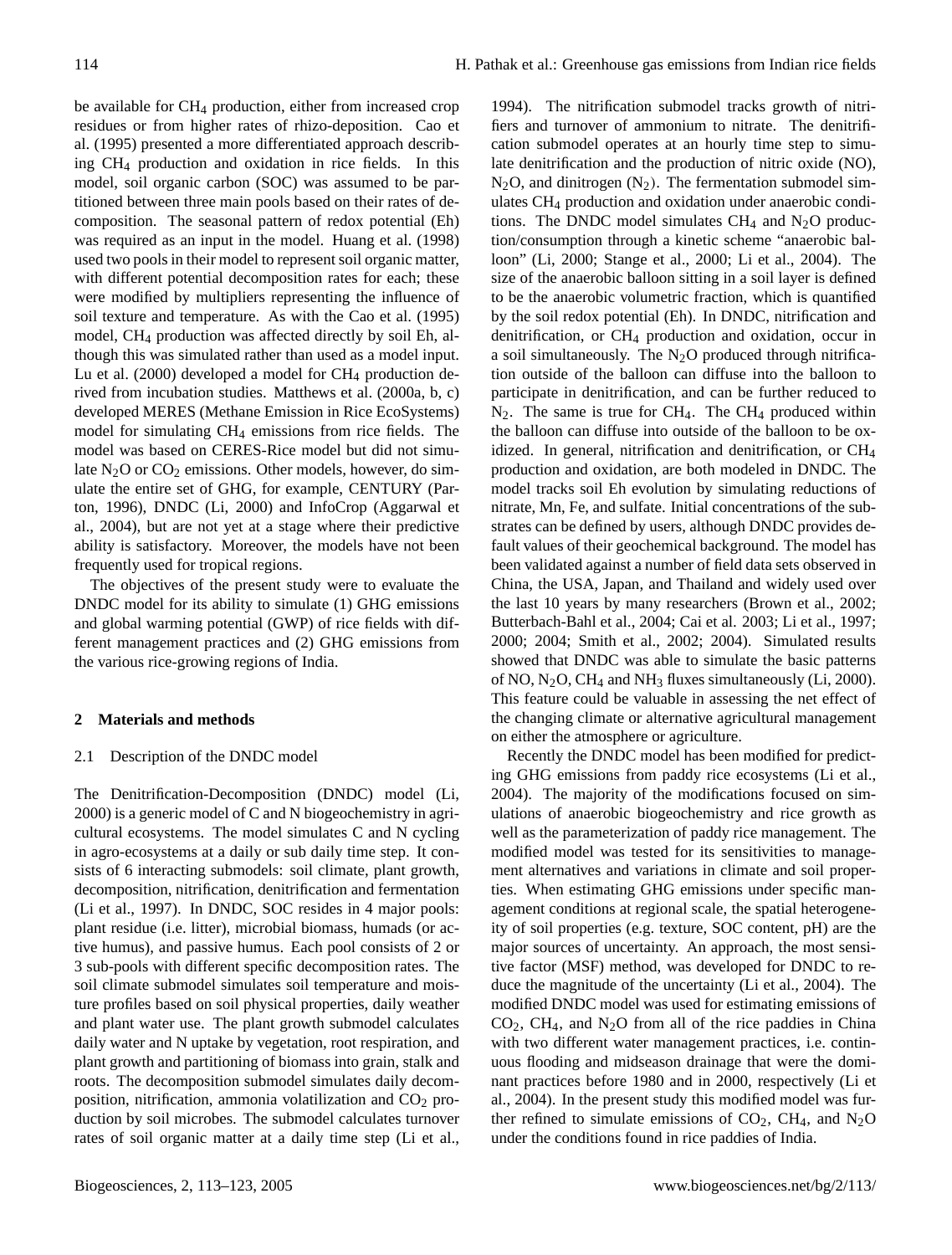be available for $CH_4$ production, either from increased crop residues or from higher rates of rhizo-deposition. Cao et al. (1995) presented a more differentiated approach describing $CH_4$ production and oxidation in rice fields. In this model, soil organic carbon (SOC) was assumed to be partitioned between three main pools based on their rates of decomposition. The seasonal pattern of redox potential (Eh) was required as an input in the model. Huang et al. (1998) used two pools in their model to represent soil organic matter, with different potential decomposition rates for each; these were modified by multipliers representing the influence of soil texture and temperature. As with the Cao et al. (1995) model, $CH_4$ production was affected directly by soil Eh, although this was simulated rather than used as a model input. Lu et al. (2000) developed a model for $CH_4$ production derived from incubation studies. Matthews et al. (2000a, b, c) developed MERES (Methane Emission in Rice EcoSystems) model for simulating $CH_4$ emissions from rice fields. The model was based on CERES-Rice model but did not simulate $N_2O$ or $CO_2$ emissions. Other models, however, do simulate the entire set of GHG, for example, CENTURY (Parton, 1996), DNDC (Li, 2000) and InfoCrop (Aggarwal et al., 2004), but are not yet at a stage where their predictive ability is satisfactory. Moreover, the models have not been frequently used for tropical regions.

The objectives of the present study were to evaluate the DNDC model for its ability to simulate (1) GHG emissions and global warming potential (GWP) of rice fields with different management practices and (2) GHG emissions from the various rice-growing regions of India.

## 2 Materials and methods

### 2.1 Description of the DNDC model

The Denitrification-Decomposition (DNDC) model (Li, 2000) is a generic model of C and N biogeochemistry in agricultural ecosystems. The model simulates C and N cycling in agro-ecosystems at a daily or sub daily time step. It consists of 6 interacting submodels: soil climate, plant growth, decomposition, nitrification, denitrification and fermentation (Li et al., 1997). In DNDC, SOC resides in 4 major pools: plant residue (i.e. litter), microbial biomass, humads (or active humus), and passive humus. Each pool consists of 2 or 3 sub-pools with different specific decomposition rates. The soil climate submodel simulates soil temperature and moisture profiles based on soil physical properties, daily weather and plant water use. The plant growth submodel calculates daily water and N uptake by vegetation, root respiration, and plant growth and partitioning of biomass into grain, stalk and roots. The decomposition submodel simulates daily decomposition, nitrification, ammonia volatilization and $CO_2$ production by soil microbes. The submodel calculates turnover rates of soil organic matter at a daily time step (Li et al., 1994). The nitrification submodel tracks growth of nitrifiers and turnover of ammonium to nitrate. The denitrification submodel operates at an hourly time step to simulate denitrification and the production of nitric oxide (NO), $N_2O$, and dinitrogen ($N_2$). The fermentation submodel simulates $CH_4$ production and oxidation under anaerobic conditions. The DNDC model simulates $CH_4$ and $N_2O$ production/consumption through a kinetic scheme "anaerobic balloon" (Li, 2000; Stange et al., 2000; Li et al., 2004). The size of the anaerobic balloon sitting in a soil layer is defined to be the anaerobic volumetric fraction, which is quantified by the soil redox potential (Eh). In DNDC, nitrification and denitrification, or $CH_4$ production and oxidation, occur in a soil simultaneously. The $N_2O$ produced through nitrification outside of the balloon can diffuse into the balloon to participate in denitrification, and can be further reduced to $N_2$. The same is true for $CH_4$. The $CH_4$ produced within the balloon can diffuse into outside of the balloon to be oxidized. In general, nitrification and denitrification, or $CH_4$ production and oxidation, are both modeled in DNDC. The model tracks soil Eh evolution by simulating reductions of nitrate, Mn, Fe, and sulfate. Initial concentrations of the substrates can be defined by users, although DNDC provides default values of their geochemical background. The model has been validated against a number of field data sets observed in China, the USA, Japan, and Thailand and widely used over the last 10 years by many researchers (Brown et al., 2002; Butterbach-Bahl et al., 2004; Cai et al. 2003; Li et al., 1997; 2000; 2004; Smith et al., 2002; 2004). Simulated results showed that DNDC was able to simulate the basic patterns of NO, $N_2O$, $CH_4$ and $NH_3$ fluxes simultaneously (Li, 2000). This feature could be valuable in assessing the net effect of the changing climate or alternative agricultural management on either the atmosphere or agriculture.

Recently the DNDC model has been modified for predicting GHG emissions from paddy rice ecosystems (Li et al., 2004). The majority of the modifications focused on simulations of anaerobic biogeochemistry and rice growth as well as the parameterization of paddy rice management. The modified model was tested for its sensitivities to management alternatives and variations in climate and soil properties. When estimating GHG emissions under specific management conditions at regional scale, the spatial heterogeneity of soil properties (e.g. texture, SOC content, pH) are the major sources of uncertainty. An approach, the most sensitive factor (MSF) method, was developed for DNDC to reduce the magnitude of the uncertainty (Li et al., 2004). The modified DNDC model was used for estimating emissions of $CO_2$, $CH_4$, and $N_2O$ from all of the rice paddies in China with two different water management practices, i.e. continuous flooding and midseason drainage that were the dominant practices before 1980 and in 2000, respectively (Li et al., 2004). In the present study this modified model was further refined to simulate emissions of $CO_2$, $CH_4$, and $N_2O$ under the conditions found in rice paddies of India.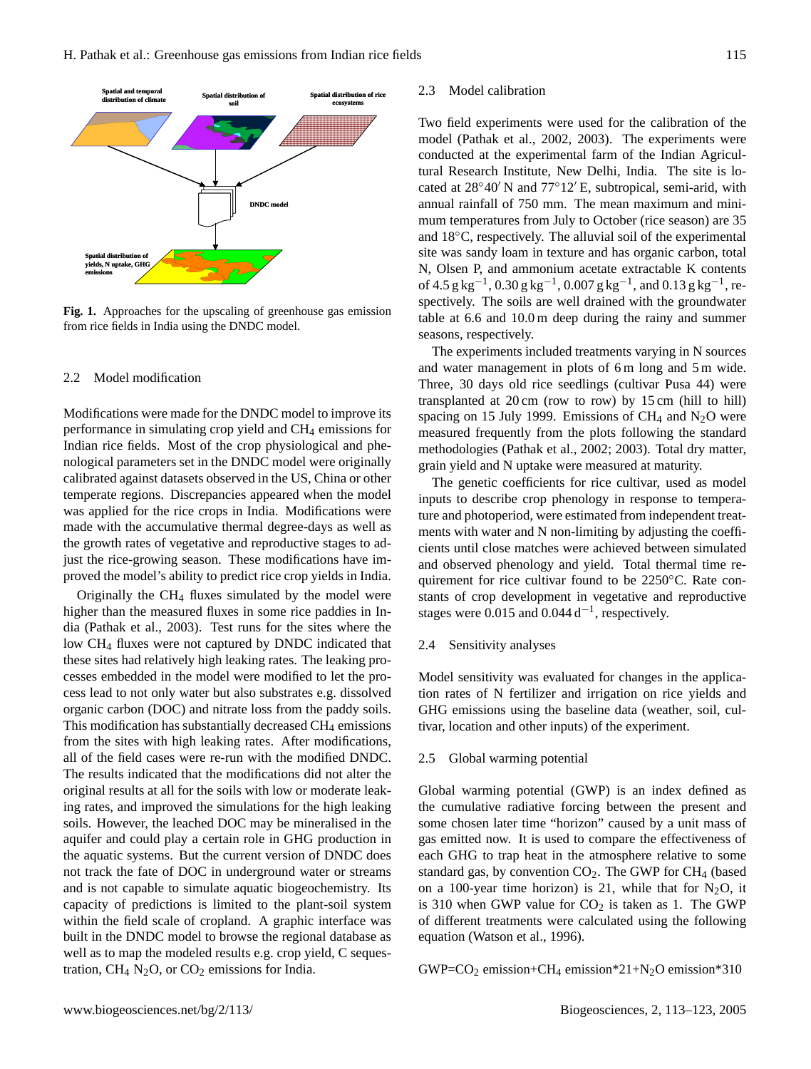Fig. 1. Approaches for the upscaling of greenhouse gas emission from rice fields in India using the DNDC model.

### 2.2 Model modification

Modifications were made for the DNDC model to improve its performance in simulating crop yield and $CH_4$ emissions for Indian rice fields. Most of the crop physiological and phenological parameters set in the DNDC model were originally calibrated against datasets observed in the US, China or other temperate regions. Discrepancies appeared when the model was applied for the rice crops in India. Modifications were made with the accumulative thermal degree-days as well as the growth rates of vegetative and reproductive stages to adjust the rice-growing season. These modifications have improved the model's ability to predict rice crop yields in India.

Originally the $CH_4$ fluxes simulated by the model were higher than the measured fluxes in some rice paddies in India (Pathak et al., 2003). Test runs for the sites where the low $CH_4$ fluxes were not captured by DNDC indicated that these sites had relatively high leaking rates. The leaking processes embedded in the model were modified to let the process lead to not only water but also substrates e.g. dissolved organic carbon (DOC) and nitrate loss from the paddy soils. This modification has substantially decreased $CH_4$ emissions from the sites with high leaking rates. After modifications, all of the field cases were re-run with the modified DNDC. The results indicated that the modifications did not alter the original results at all for the soils with low or moderate leaking rates, and improved the simulations for the high leaking soils. However, the leached DOC may be mineralised in the aquifer and could play a certain role in GHG production in the aquatic systems. But the current version of DNDC does not track the fate of DOC in underground water or streams and is not capable to simulate aquatic biogeochemistry. Its capacity of predictions is limited to the plant-soil system within the field scale of cropland. A graphic interface was built in the DNDC model to browse the regional database as well as to map the modeled results e.g. crop yield, C sequestration, $CH_4$ $N_2O$, or $CO_2$ emissions for India.

### 2.3 Model calibration

Two field experiments were used for the calibration of the model (Pathak et al., 2002, 2003). The experiments were conducted at the experimental farm of the Indian Agricultural Research Institute, New Delhi, India. The site is located at 28°40′ N and 77°12′ E, subtropical, semi-arid, with annual rainfall of 750 mm. The mean maximum and minimum temperatures from July to October (rice season) are 35 and 18°C, respectively. The alluvial soil of the experimental site was sandy loam in texture and has organic carbon, total N, Olsen P, and ammonium acetate extractable K contents of 4.5 g kg$^{-1}$, 0.30 g kg$^{-1}$, 0.007 g kg$^{-1}$, and 0.13 g kg$^{-1}$, respectively. The soils are well drained with the groundwater table at 6.6 and 10.0 m deep during the rainy and summer seasons, respectively.

The experiments included treatments varying in N sources and water management in plots of 6 m long and 5 m wide. Three, 30 days old rice seedlings (cultivar Pusa 44) were transplanted at 20 cm (row to row) by 15 cm (hill to hill) spacing on 15 July 1999. Emissions of $CH_4$ and $N_2O$ were measured frequently from the plots following the standard methodologies (Pathak et al., 2002; 2003). Total dry matter, grain yield and N uptake were measured at maturity.

The genetic coefficients for rice cultivar, used as model inputs to describe crop phenology in response to temperature and photoperiod, were estimated from independent treatments with water and N non-limiting by adjusting the coefficients until close matches were achieved between simulated and observed phenology and yield. Total thermal time requirement for rice cultivar found to be 2250°C. Rate constants of crop development in vegetative and reproductive stages were 0.015 and 0.044 d$^{-1}$, respectively.

### 2.4 Sensitivity analyses

Model sensitivity was evaluated for changes in the application rates of N fertilizer and irrigation on rice yields and GHG emissions using the baseline data (weather, soil, cultivar, location and other inputs) of the experiment.

### 2.5 Global warming potential

Global warming potential (GWP) is an index defined as the cumulative radiative forcing between the present and some chosen later time "horizon" caused by a unit mass of gas emitted now. It is used to compare the effectiveness of each GHG to trap heat in the atmosphere relative to some standard gas, by convention $CO_2$. The GWP for $CH_4$ (based on a 100-year time horizon) is 21, while that for $N_2O$, it is 310 when GWP value for $CO_2$ is taken as 1. The GWP of different treatments were calculated using the following equation (Watson et al., 1996).

$$GWP = CO_2 \text{ emission} + CH_4 \text{ emission} * 21 + N_2O \text{ emission} * 310$$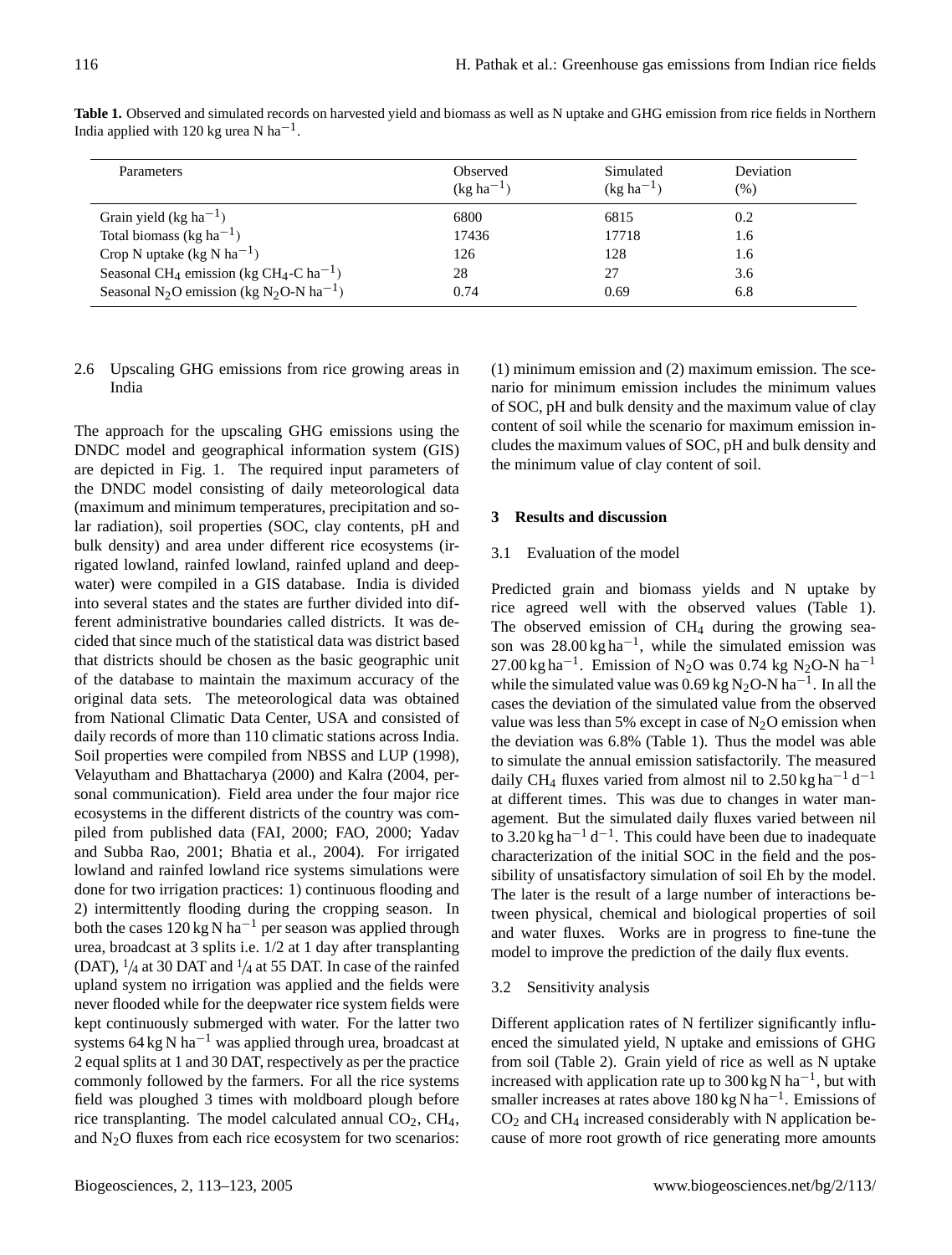**Table 1.** Observed and simulated records on harvested yield and biomass as well as N uptake and GHG emission from rice fields in Northern India applied with 120 kg urea N $ha^{-1}$.

| Parameters | Observed ($kg\,ha^{-1}$) | Simulated ($kg\,ha^{-1}$) | Deviation (%) |
|---|---|---|---|
| Grain yield ($kg\,ha^{-1}$) | 6800 | 6815 | 0.2 |
| Total biomass ($kg\,ha^{-1}$) | 17436 | 17718 | 1.6 |
| Crop N uptake ($kg\,N\,ha^{-1}$) | 126 | 128 | 1.6 |
| Seasonal $CH_4$ emission ($kg\,CH_4\text{-}C\,ha^{-1}$) | 28 | 27 | 3.6 |
| Seasonal $N_2O$ emission ($kg\,N_2O\text{-}N\,ha^{-1}$) | 0.74 | 0.69 | 6.8 |

### 2.6 Upscaling GHG emissions from rice growing areas in India

The approach for the upscaling GHG emissions using the DNDC model and geographical information system (GIS) are depicted in Fig. 1. The required input parameters of the DNDC model consisting of daily meteorological data (maximum and minimum temperatures, precipitation and solar radiation), soil properties (SOC, clay contents, pH and bulk density) and area under different rice ecosystems (irrigated lowland, rainfed lowland, rainfed upland and deepwater) were compiled in a GIS database. India is divided into several states and the states are further divided into different administrative boundaries called districts. It was decided that since much of the statistical data was district based that districts should be chosen as the basic geographic unit of the database to maintain the maximum accuracy of the original data sets. The meteorological data was obtained from National Climatic Data Center, USA and consisted of daily records of more than 110 climatic stations across India. Soil properties were compiled from NBSS and LUP (1998), Velayutham and Bhattacharya (2000) and Kalra (2004, personal communication). Field area under the four major rice ecosystems in the different districts of the country was compiled from published data (FAI, 2000; FAO, 2000; Yadav and Subba Rao, 2001; Bhatia et al., 2004). For irrigated lowland and rainfed lowland rice systems simulations were done for two irrigation practices: 1) continuous flooding and 2) intermittently flooding during the cropping season. In both the cases 120 kg N $ha^{-1}$ per season was applied through urea, broadcast at 3 splits i.e. 1/2 at 1 day after transplanting (DAT), 1/4 at 30 DAT and 1/4 at 55 DAT. In case of the rainfed upland system no irrigation was applied and the fields were never flooded while for the deepwater rice system fields were kept continuously submerged with water. For the latter two systems 64 kg N $ha^{-1}$ was applied through urea, broadcast at 2 equal splits at 1 and 30 DAT, respectively as per the practice commonly followed by the farmers. For all the rice systems field was ploughed 3 times with moldboard plough before rice transplanting. The model calculated annual $CO_2$, $CH_4$, and $N_2O$ fluxes from each rice ecosystem for two scenarios: (1) minimum emission and (2) maximum emission. The scenario for minimum emission includes the minimum values of SOC, pH and bulk density and the maximum value of clay content of soil while the scenario for maximum emission includes the maximum values of SOC, pH and bulk density and the minimum value of clay content of soil.

## 3 Results and discussion

### 3.1 Evaluation of the model

Predicted grain and biomass yields and N uptake by rice agreed well with the observed values (Table 1). The observed emission of $CH_4$ during the growing season was 28.00 kg $ha^{-1}$, while the simulated emission was 27.00 kg $ha^{-1}$. Emission of $N_2O$ was 0.74 kg $N_2O$-N $ha^{-1}$ while the simulated value was 0.69 kg $N_2O$-N $ha^{-1}$. In all the cases the deviation of the simulated value from the observed value was less than 5% except in case of $N_2O$ emission when the deviation was 6.8% (Table 1). Thus the model was able to simulate the annual emission satisfactorily. The measured daily $CH_4$ fluxes varied from almost nil to 2.50 kg $ha^{-1}$ $d^{-1}$ at different times. This was due to changes in water management. But the simulated daily fluxes varied between nil to 3.20 kg $ha^{-1}$ $d^{-1}$. This could have been due to inadequate characterization of the initial SOC in the field and the possibility of unsatisfactory simulation of soil Eh by the model. The later is the result of a large number of interactions between physical, chemical and biological properties of soil and water fluxes. Works are in progress to fine-tune the model to improve the prediction of the daily flux events.

### 3.2 Sensitivity analysis

Different application rates of N fertilizer significantly influenced the simulated yield, N uptake and emissions of GHG from soil (Table 2). Grain yield of rice as well as N uptake increased with application rate up to 300 kg N $ha^{-1}$, but with smaller increases at rates above 180 kg N $ha^{-1}$. Emissions of $CO_2$ and $CH_4$ increased considerably with N application because of more root growth of rice generating more amounts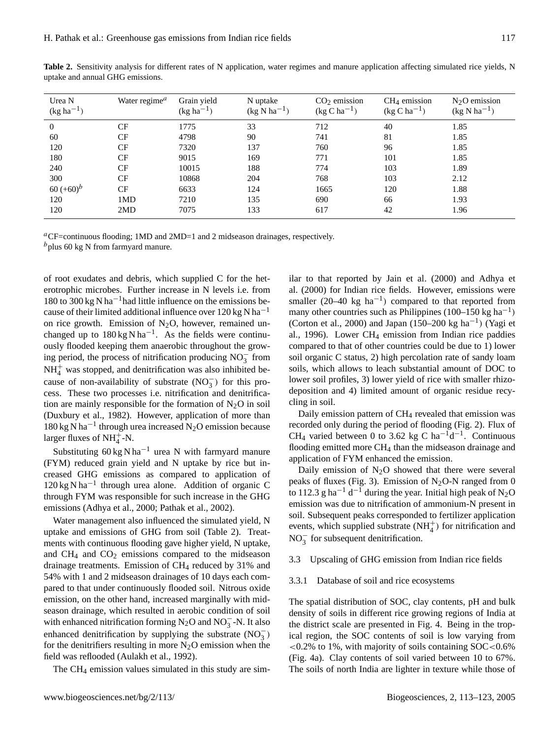**Table 2.** Sensitivity analysis for different rates of N application, water regimes and manure application affecting simulated rice yields, N uptake and annual GHG emissions.

| Urea N ($kg\ ha^{-1}$) | Water regime[a] | Grain yield ($kg\ ha^{-1}$) | N uptake ($kg\ N\ ha^{-1}$) | $CO_2$ emission ($kg\ C\ ha^{-1}$) | $CH_4$ emission ($kg\ C\ ha^{-1}$) | $N_2O$ emission ($kg\ N\ ha^{-1}$) |
|---|---|---|---|---|---|---|
| 0 | CF | 1775 | 33 | 712 | 40 | 1.85 |
| 60 | CF | 4798 | 90 | 741 | 81 | 1.85 |
| 120 | CF | 7320 | 137 | 760 | 96 | 1.85 |
| 180 | CF | 9015 | 169 | 771 | 101 | 1.85 |
| 240 | CF | 10015 | 188 | 774 | 103 | 1.89 |
| 300 | CF | 10868 | 204 | 768 | 103 | 2.12 |
| 60 (+60)[b] | CF | 6633 | 124 | 1665 | 120 | 1.88 |
| 120 | 1MD | 7210 | 135 | 690 | 66 | 1.93 |
| 120 | 2MD | 7075 | 133 | 617 | 42 | 1.96 |

[a] CF=continuous flooding; 1MD and 2MD=1 and 2 midseason drainages, respectively.
[b] plus 60 kg N from farmyard manure.

of root exudates and debris, which supplied C for the heterotrophic microbes. Further increase in N levels i.e. from 180 to 300 kg N $ha^{-1}$had little influence on the emissions because of their limited additional influence over 120 kg N $ha^{-1}$ on rice growth. Emission of $N_2O$, however, remained unchanged up to 180 kg N $ha^{-1}$. As the fields were continuously flooded keeping them anaerobic throughout the growing period, the process of nitrification producing $NO_3^-$ from $NH_4^+$ was stopped, and denitrification was also inhibited because of non-availability of substrate ($NO_3^-$) for this process. These two processes i.e. nitrification and denitrification are mainly responsible for the formation of $N_2O$ in soil (Duxbury et al., 1982). However, application of more than 180 kg N $ha^{-1}$ through urea increased $N_2O$ emission because larger fluxes of $NH_4^+$-N.

Substituting 60 kg N $ha^{-1}$ urea N with farmyard manure (FYM) reduced grain yield and N uptake by rice but increased GHG emissions as compared to application of 120 kg N $ha^{-1}$ through urea alone. Addition of organic C through FYM was responsible for such increase in the GHG emissions (Adhya et al., 2000; Pathak et al., 2002).

Water management also influenced the simulated yield, N uptake and emissions of GHG from soil (Table 2). Treatments with continuous flooding gave higher yield, N uptake, and $CH_4$ and $CO_2$ emissions compared to the midseason drainage treatments. Emission of $CH_4$ reduced by 31% and 54% with 1 and 2 midseason drainages of 10 days each compared to that under continuously flooded soil. Nitrous oxide emission, on the other hand, increased marginally with midseason drainage, which resulted in aerobic condition of soil with enhanced nitrification forming $N_2O$ and $NO_3^-$-N. It also enhanced denitrification by supplying the substrate ($NO_3^-$) for the denitrifiers resulting in more $N_2O$ emission when the field was reflooded (Aulakh et al., 1992).

The $CH_4$ emission values simulated in this study are similar to that reported by Jain et al. (2000) and Adhya et al. (2000) for Indian rice fields. However, emissions were smaller (20–40 kg $ha^{-1}$) compared to that reported from many other countries such as Philippines (100–150 kg $ha^{-1}$) (Corton et al., 2000) and Japan (150–200 kg $ha^{-1}$) (Yagi et al., 1996). Lower $CH_4$ emission from Indian rice paddies compared to that of other countries could be due to 1) lower soil organic C status, 2) high percolation rate of sandy loam soils, which allows to leach substantial amount of DOC to lower soil profiles, 3) lower yield of rice with smaller rhizodeposition and 4) limited amount of organic residue recycling in soil.

Daily emission pattern of $CH_4$ revealed that emission was recorded only during the period of flooding (Fig. 2). Flux of $CH_4$ varied between 0 to 3.62 kg C $ha^{-1}d^{-1}$. Continuous flooding emitted more $CH_4$ than the midseason drainage and application of FYM enhanced the emission.

Daily emission of $N_2O$ showed that there were several peaks of fluxes (Fig. 3). Emission of $N_2O$-N ranged from 0 to 112.3 g $ha^{-1}$ $d^{-1}$ during the year. Initial high peak of $N_2O$ emission was due to nitrification of ammonium-N present in soil. Subsequent peaks corresponded to fertilizer application events, which supplied substrate ($NH_4^+$) for nitrification and $NO_3^-$ for subsequent denitrification.

### 3.3 Upscaling of GHG emission from Indian rice fields

#### 3.3.1 Database of soil and rice ecosystems

The spatial distribution of SOC, clay contents, pH and bulk density of soils in different rice growing regions of India at the district scale are presented in Fig. 4. Being in the tropical region, the SOC contents of soil is low varying from <0.2% to 1%, with majority of soils containing SOC<0.6% (Fig. 4a). Clay contents of soil varied between 10 to 67%. The soils of north India are lighter in texture while those of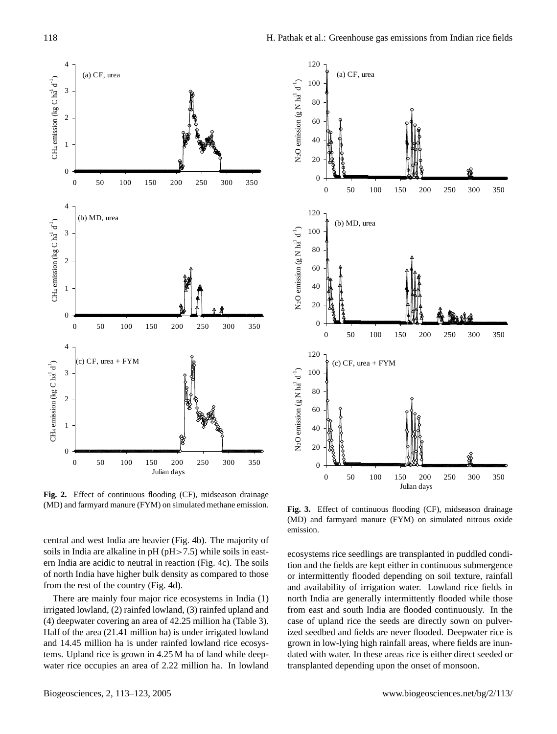**Fig. 2.** Effect of continuous flooding (CF), midseason drainage (MD) and farmyard manure (FYM) on simulated methane emission.

**Fig. 3.** Effect of continuous flooding (CF), midseason drainage (MD) and farmyard manure (FYM) on simulated nitrous oxide emission.

central and west India are heavier (Fig. 4b). The majority of soils in India are alkaline in pH (pH$>$7.5) while soils in eastern India are acidic to neutral in reaction (Fig. 4c). The soils of north India have higher bulk density as compared to those from the rest of the country (Fig. 4d).

There are mainly four major rice ecosystems in India (1) irrigated lowland, (2) rainfed lowland, (3) rainfed upland and (4) deepwater covering an area of 42.25 million ha (Table 3). Half of the area (21.41 million ha) is under irrigated lowland and 14.45 million ha is under rainfed lowland rice ecosystems. Upland rice is grown in 4.25 M ha of land while deepwater rice occupies an area of 2.22 million ha. In lowland ecosystems rice seedlings are transplanted in puddled condition and the fields are kept either in continuous submergence or intermittently flooded depending on soil texture, rainfall and availability of irrigation water. Lowland rice fields in north India are generally intermittently flooded while those from east and south India are flooded continuously. In the case of upland rice the seeds are directly sown on pulverized seedbed and fields are never flooded. Deepwater rice is grown in low-lying high rainfall areas, where fields are inundated with water. In these areas rice is either direct seeded or transplanted depending upon the onset of monsoon.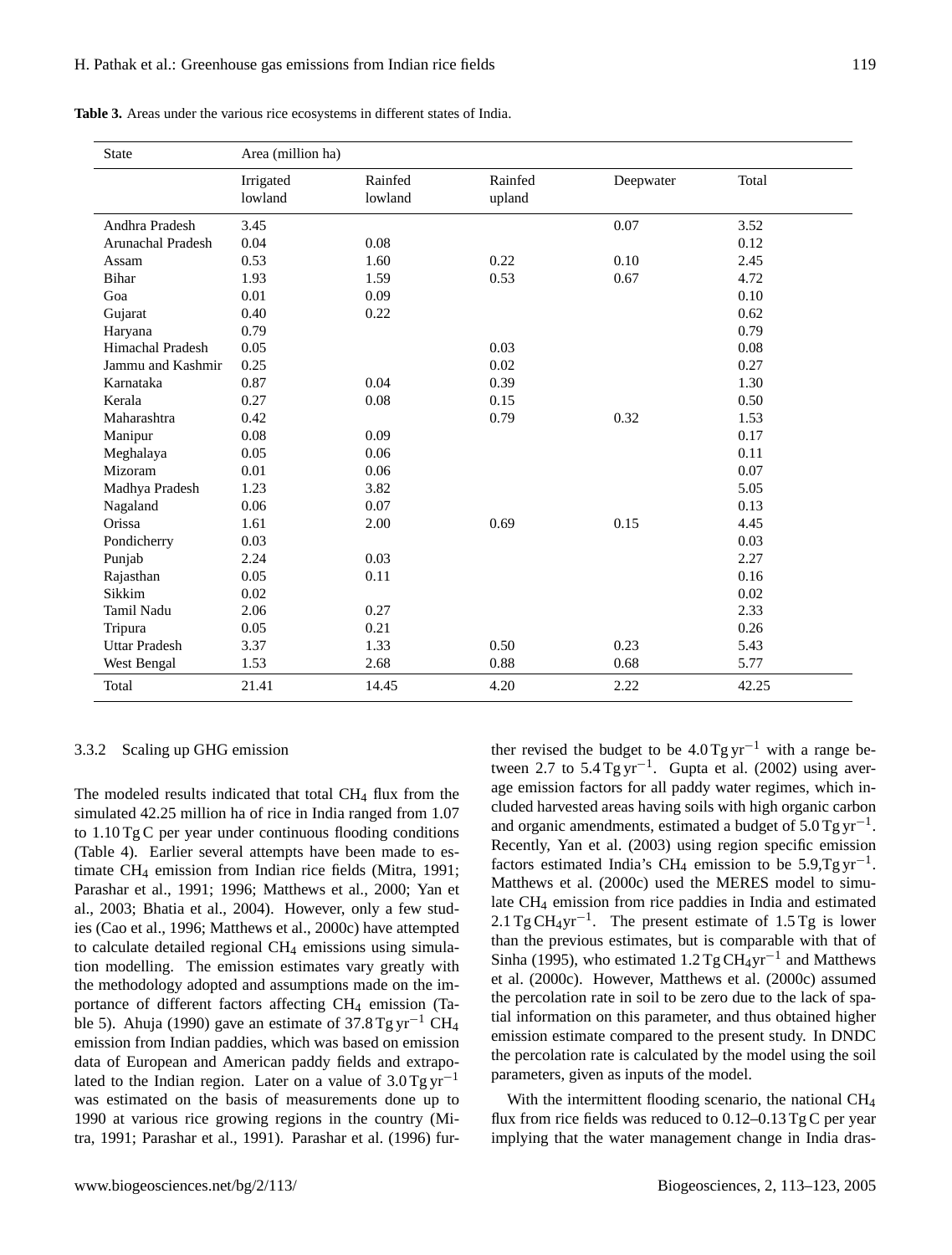**Table 3.** Areas under the various rice ecosystems in different states of India.

| State | Area (million ha) | | | | |
|---|---|---|---|---|---|
| | Irrigated lowland | Rainfed lowland | Rainfed upland | Deepwater | Total |
| Andhra Pradesh | 3.45 | | | 0.07 | 3.52 |
| Arunachal Pradesh | 0.04 | 0.08 | | | 0.12 |
| Assam | 0.53 | 1.60 | 0.22 | 0.10 | 2.45 |
| Bihar | 1.93 | 1.59 | 0.53 | 0.67 | 4.72 |
| Goa | 0.01 | 0.09 | | | 0.10 |
| Gujarat | 0.40 | 0.22 | | | 0.62 |
| Haryana | 0.79 | | | | 0.79 |
| Himachal Pradesh | 0.05 | | 0.03 | | 0.08 |
| Jammu and Kashmir | 0.25 | | 0.02 | | 0.27 |
| Karnataka | 0.87 | 0.04 | 0.39 | | 1.30 |
| Kerala | 0.27 | 0.08 | 0.15 | | 0.50 |
| Maharashtra | 0.42 | | 0.79 | 0.32 | 1.53 |
| Manipur | 0.08 | 0.09 | | | 0.17 |
| Meghalaya | 0.05 | 0.06 | | | 0.11 |
| Mizoram | 0.01 | 0.06 | | | 0.07 |
| Madhya Pradesh | 1.23 | 3.82 | | | 5.05 |
| Nagaland | 0.06 | 0.07 | | | 0.13 |
| Orissa | 1.61 | 2.00 | 0.69 | 0.15 | 4.45 |
| Pondicherry | 0.03 | | | | 0.03 |
| Punjab | 2.24 | 0.03 | | | 2.27 |
| Rajasthan | 0.05 | 0.11 | | | 0.16 |
| Sikkim | 0.02 | | | | 0.02 |
| Tamil Nadu | 2.06 | 0.27 | | | 2.33 |
| Tripura | 0.05 | 0.21 | | | 0.26 |
| Uttar Pradesh | 3.37 | 1.33 | 0.50 | 0.23 | 5.43 |
| West Bengal | 1.53 | 2.68 | 0.88 | 0.68 | 5.77 |
| Total | 21.41 | 14.45 | 4.20 | 2.22 | 42.25 |

#### 3.3.2 Scaling up GHG emission

The modeled results indicated that total $CH_4$ flux from the simulated 42.25 million ha of rice in India ranged from 1.07 to 1.10 Tg C per year under continuous flooding conditions (Table 4). Earlier several attempts have been made to estimate $CH_4$ emission from Indian rice fields (Mitra, 1991; Parashar et al., 1991; 1996; Matthews et al., 2000; Yan et al., 2003; Bhatia et al., 2004). However, only a few studies (Cao et al., 1996; Matthews et al., 2000c) have attempted to calculate detailed regional $CH_4$ emissions using simulation modelling. The emission estimates vary greatly with the methodology adopted and assumptions made on the importance of different factors affecting $CH_4$ emission (Table 5). Ahuja (1990) gave an estimate of 37.8 Tg $yr^{-1}$ $CH_4$ emission from Indian paddies, which was based on emission data of European and American paddy fields and extrapolated to the Indian region. Later on a value of 3.0 Tg $yr^{-1}$ was estimated on the basis of measurements done up to 1990 at various rice growing regions in the country (Mitra, 1991; Parashar et al., 1991). Parashar et al. (1996) further revised the budget to be 4.0 Tg $yr^{-1}$ with a range between 2.7 to 5.4 Tg $yr^{-1}$. Gupta et al. (2002) using average emission factors for all paddy water regimes, which included harvested areas having soils with high organic carbon and organic amendments, estimated a budget of 5.0 Tg $yr^{-1}$. Recently, Yan et al. (2003) using region specific emission factors estimated India's $CH_4$ emission to be 5.9,Tg $yr^{-1}$. Matthews et al. (2000c) used the MERES model to simulate $CH_4$ emission from rice paddies in India and estimated 2.1 Tg $CH_4 yr^{-1}$. The present estimate of 1.5 Tg is lower than the previous estimates, but is comparable with that of Sinha (1995), who estimated 1.2 Tg $CH_4 yr^{-1}$ and Matthews et al. (2000c). However, Matthews et al. (2000c) assumed the percolation rate in soil to be zero due to the lack of spatial information on this parameter, and thus obtained higher emission estimate compared to the present study. In DNDC the percolation rate is calculated by the model using the soil parameters, given as inputs of the model.

With the intermittent flooding scenario, the national $CH_4$ flux from rice fields was reduced to 0.12–0.13 Tg C per year implying that the water management change in India dras-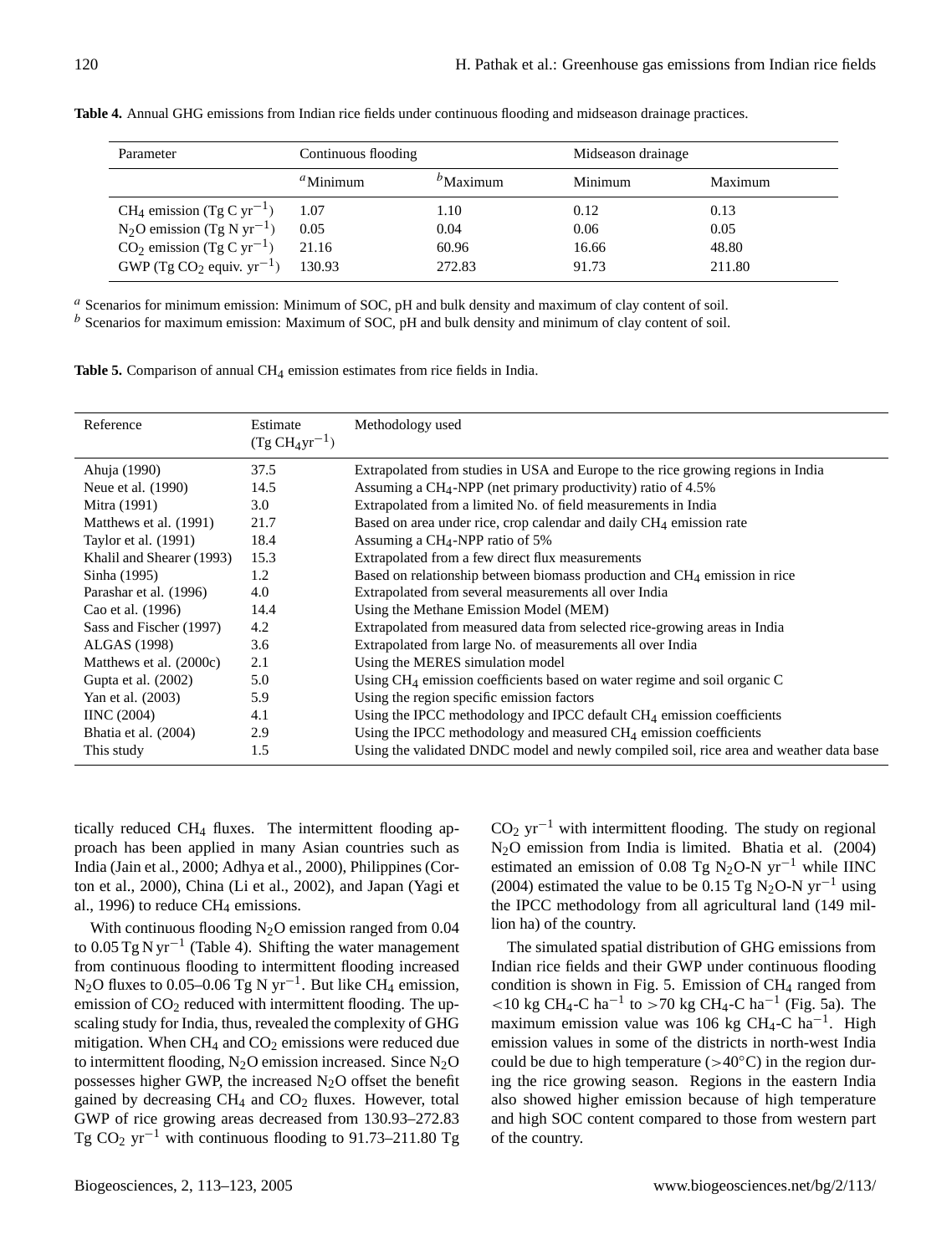**Table 4.** Annual GHG emissions from Indian rice fields under continuous flooding and midseason drainage practices.

| Parameter | Continuous flooding | | Midseason drainage | |
|---|---|---|---|---|
| | [a]Minimum | [b]Maximum | Minimum | Maximum |
| $CH_4$ emission (Tg C $yr^{-1}$) | 1.07 | 1.10 | 0.12 | 0.13 |
| $N_2O$ emission (Tg N $yr^{-1}$) | 0.05 | 0.04 | 0.06 | 0.05 |
| $CO_2$ emission (Tg C $yr^{-1}$) | 21.16 | 60.96 | 16.66 | 48.80 |
| GWP (Tg $CO_2$ equiv. $yr^{-1}$) | 130.93 | 272.83 | 91.73 | 211.80 |

[a] Scenarios for minimum emission: Minimum of SOC, pH and bulk density and maximum of clay content of soil.
[b] Scenarios for maximum emission: Maximum of SOC, pH and bulk density and minimum of clay content of soil.

**Table 5.** Comparison of annual $CH_4$ emission estimates from rice fields in India.

| Reference | Estimate (Tg $CH_4 yr^{-1}$) | Methodology used |
|---|---|---|
| Ahuja (1990) | 37.5 | Extrapolated from studies in USA and Europe to the rice growing regions in India |
| Neue et al. (1990) | 14.5 | Assuming a $CH_4$-NPP (net primary productivity) ratio of 4.5% |
| Mitra (1991) | 3.0 | Extrapolated from a limited No. of field measurements in India |
| Matthews et al. (1991) | 21.7 | Based on area under rice, crop calendar and daily $CH_4$ emission rate |
| Taylor et al. (1991) | 18.4 | Assuming a $CH_4$-NPP ratio of 5% |
| Khalil and Shearer (1993) | 15.3 | Extrapolated from a few direct flux measurements |
| Sinha (1995) | 1.2 | Based on relationship between biomass production and $CH_4$ emission in rice |
| Parashar et al. (1996) | 4.0 | Extrapolated from several measurements all over India |
| Cao et al. (1996) | 14.4 | Using the Methane Emission Model (MEM) |
| Sass and Fischer (1997) | 4.2 | Extrapolated from measured data from selected rice-growing areas in India |
| ALGAS (1998) | 3.6 | Extrapolated from large No. of measurements all over India |
| Matthews et al. (2000c) | 2.1 | Using the MERES simulation model |
| Gupta et al. (2002) | 5.0 | Using $CH_4$ emission coefficients based on water regime and soil organic C |
| Yan et al. (2003) | 5.9 | Using the region specific emission factors |
| IINC (2004) | 4.1 | Using the IPCC methodology and IPCC default $CH_4$ emission coefficients |
| Bhatia et al. (2004) | 2.9 | Using the IPCC methodology and measured $CH_4$ emission coefficients |
| This study | 1.5 | Using the validated DNDC model and newly compiled soil, rice area and weather data base |

tically reduced $CH_4$ fluxes. The intermittent flooding approach has been applied in many Asian countries such as India (Jain et al., 2000; Adhya et al., 2000), Philippines (Corton et al., 2000), China (Li et al., 2002), and Japan (Yagi et al., 1996) to reduce $CH_4$ emissions.

With continuous flooding $N_2O$ emission ranged from 0.04 to 0.05 Tg N $yr^{-1}$ (Table 4). Shifting the water management from continuous flooding to intermittent flooding increased $N_2O$ fluxes to 0.05–0.06 Tg N $yr^{-1}$. But like $CH_4$ emission, emission of $CO_2$ reduced with intermittent flooding. The upscaling study for India, thus, revealed the complexity of GHG mitigation. When $CH_4$ and $CO_2$ emissions were reduced due to intermittent flooding, $N_2O$ emission increased. Since $N_2O$ possesses higher GWP, the increased $N_2O$ offset the benefit gained by decreasing $CH_4$ and $CO_2$ fluxes. However, total GWP of rice growing areas decreased from 130.93–272.83 Tg $CO_2$ $yr^{-1}$ with continuous flooding to 91.73–211.80 Tg $CO_2$ $yr^{-1}$ with intermittent flooding. The study on regional $N_2O$ emission from India is limited. Bhatia et al. (2004) estimated an emission of 0.08 Tg $N_2O$-N $yr^{-1}$ while IINC (2004) estimated the value to be 0.15 Tg $N_2O$-N $yr^{-1}$ using the IPCC methodology from all agricultural land (149 million ha) of the country.

The simulated spatial distribution of GHG emissions from Indian rice fields and their GWP under continuous flooding condition is shown in Fig. 5. Emission of $CH_4$ ranged from $<$10 kg $CH_4$-C $ha^{-1}$ to $>$70 kg $CH_4$-C $ha^{-1}$ (Fig. 5a). The maximum emission value was 106 kg $CH_4$-C $ha^{-1}$. High emission values in some of the districts in north-west India could be due to high temperature ($>40°C$) in the region during the rice growing season. Regions in the eastern India also showed higher emission because of high temperature and high SOC content compared to those from western part of the country.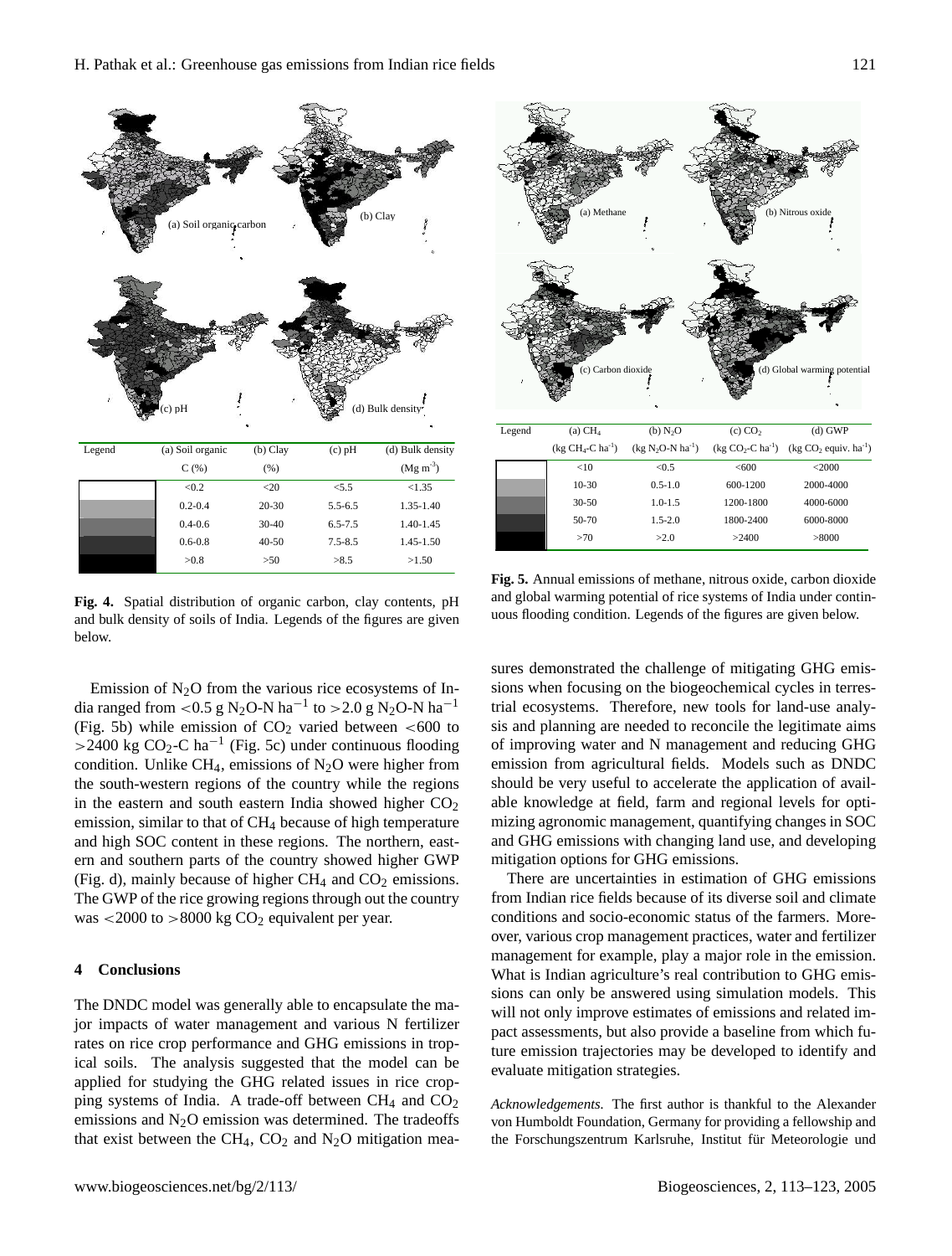| Legend | (a) Soil organic C (%) | (b) Clay (%) | (c) pH | (d) Bulk density ($Mg\ m^{-3}$) |
|---|---|---|---|---|
| | <0.2 | <20 | <5.5 | <1.35 |
| | 0.2-0.4 | 20-30 | 5.5-6.5 | 1.35-1.40 |
| | 0.4-0.6 | 30-40 | 6.5-7.5 | 1.40-1.45 |
| | 0.6-0.8 | 40-50 | 7.5-8.5 | 1.45-1.50 |
| | >0.8 | >50 | >8.5 | >1.50 |

**Fig. 4.** Spatial distribution of organic carbon, clay contents, pH and bulk density of soils of India. Legends of the figures are given below.

| Legend | (a) $CH_4$ ($kg\ CH_4$-$C\ ha^{-1}$) | (b) $N_2O$ ($kg\ N_2O$-$N\ ha^{-1}$) | (c) $CO_2$ ($kg\ CO_2$-$C\ ha^{-1}$) | (d) GWP ($kg\ CO_2$ equiv. $ha^{-1}$) |
|---|---|---|---|---|
| | <10 | <0.5 | <600 | <2000 |
| | 10-30 | 0.5-1.0 | 600-1200 | 2000-4000 |
| | 30-50 | 1.0-1.5 | 1200-1800 | 4000-6000 |
| | 50-70 | 1.5-2.0 | 1800-2400 | 6000-8000 |
| | >70 | >2.0 | >2400 | >8000 |

**Fig. 5.** Annual emissions of methane, nitrous oxide, carbon dioxide and global warming potential of rice systems of India under continuous flooding condition. Legends of the figures are given below.

Emission of $N_2O$ from the various rice ecosystems of India ranged from <0.5 g $N_2O$-N $ha^{-1}$ to >2.0 g $N_2O$-N $ha^{-1}$ (Fig. 5b) while emission of $CO_2$ varied between <600 to >2400 kg $CO_2$-C $ha^{-1}$ (Fig. 5c) under continuous flooding condition. Unlike $CH_4$, emissions of $N_2O$ were higher from the south-western regions of the country while the regions in the eastern and south eastern India showed higher $CO_2$ emission, similar to that of $CH_4$ because of high temperature and high SOC content in these regions. The northern, eastern and southern parts of the country showed higher GWP (Fig. d), mainly because of higher $CH_4$ and $CO_2$ emissions. The GWP of the rice growing regions through out the country was <2000 to >8000 kg $CO_2$ equivalent per year.

## 4 Conclusions

The DNDC model was generally able to encapsulate the major impacts of water management and various N fertilizer rates on rice crop performance and GHG emissions in tropical soils. The analysis suggested that the model can be applied for studying the GHG related issues in rice cropping systems of India. A trade-off between $CH_4$ and $CO_2$ emissions and $N_2O$ emission was determined. The tradeoffs that exist between the $CH_4$, $CO_2$ and $N_2O$ mitigation measures demonstrated the challenge of mitigating GHG emissions when focusing on the biogeochemical cycles in terrestrial ecosystems. Therefore, new tools for land-use analysis and planning are needed to reconcile the legitimate aims of improving water and N management and reducing GHG emission from agricultural fields. Models such as DNDC should be very useful to accelerate the application of available knowledge at field, farm and regional levels for optimizing agronomic management, quantifying changes in SOC and GHG emissions with changing land use, and developing mitigation options for GHG emissions.

There are uncertainties in estimation of GHG emissions from Indian rice fields because of its diverse soil and climate conditions and socio-economic status of the farmers. Moreover, various crop management practices, water and fertilizer management for example, play a major role in the emission. What is Indian agriculture's real contribution to GHG emissions can only be answered using simulation models. This will not only improve estimates of emissions and related impact assessments, but also provide a baseline from which future emission trajectories may be developed to identify and evaluate mitigation strategies.

*Acknowledgements.* The first author is thankful to the Alexander von Humboldt Foundation, Germany for providing a fellowship and the Forschungszentrum Karlsruhe, Institut für Meteorologie und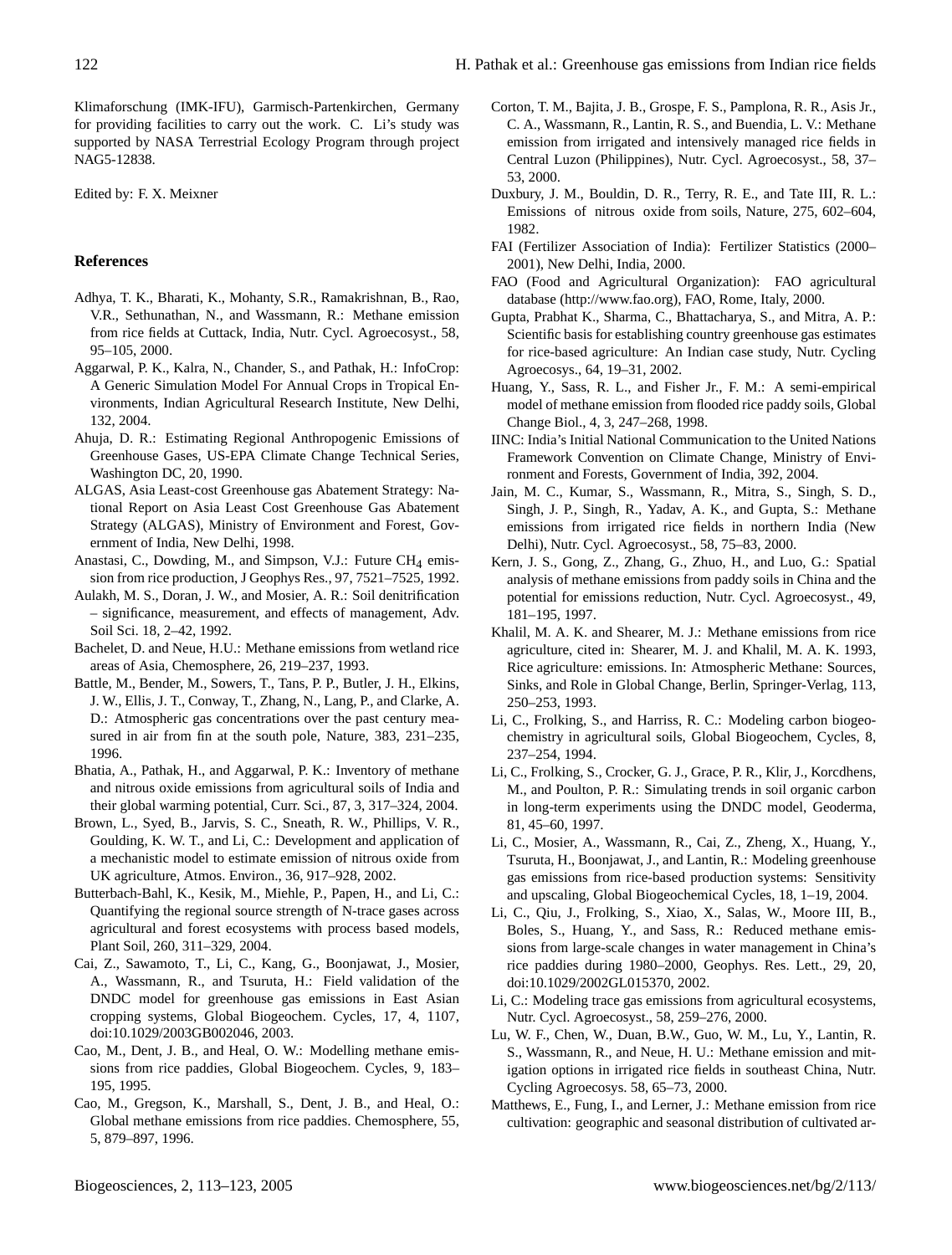Klimaforschung (IMK-IFU), Garmisch-Partenkirchen, Germany for providing facilities to carry out the work. C. Li's study was supported by NASA Terrestrial Ecology Program through project NAG5-12838.

Edited by: F. X. Meixner

## References

Adhya, T. K., Bharati, K., Mohanty, S.R., Ramakrishnan, B., Rao, V.R., Sethunathan, N., and Wassmann, R.: Methane emission from rice fields at Cuttack, India, Nutr. Cycl. Agroecosyst., 58, 95–105, 2000.

Aggarwal, P. K., Kalra, N., Chander, S., and Pathak, H.: InfoCrop: A Generic Simulation Model For Annual Crops in Tropical Environments, Indian Agricultural Research Institute, New Delhi, 132, 2004.

Ahuja, D. R.: Estimating Regional Anthropogenic Emissions of Greenhouse Gases, US-EPA Climate Change Technical Series, Washington DC, 20, 1990.

ALGAS, Asia Least-cost Greenhouse gas Abatement Strategy: National Report on Asia Least Cost Greenhouse Gas Abatement Strategy (ALGAS), Ministry of Environment and Forest, Government of India, New Delhi, 1998.

Anastasi, C., Dowding, M., and Simpson, V.J.: Future $CH_4$ emission from rice production, J Geophys Res., 97, 7521–7525, 1992.

Aulakh, M. S., Doran, J. W., and Mosier, A. R.: Soil denitrification – significance, measurement, and effects of management, Adv. Soil Sci. 18, 2–42, 1992.

Bachelet, D. and Neue, H.U.: Methane emissions from wetland rice areas of Asia, Chemosphere, 26, 219–237, 1993.

Battle, M., Bender, M., Sowers, T., Tans, P. P., Butler, J. H., Elkins, J. W., Ellis, J. T., Conway, T., Zhang, N., Lang, P., and Clarke, A. D.: Atmospheric gas concentrations over the past century measured in air from fin at the south pole, Nature, 383, 231–235, 1996.

Bhatia, A., Pathak, H., and Aggarwal, P. K.: Inventory of methane and nitrous oxide emissions from agricultural soils of India and their global warming potential, Curr. Sci., 87, 3, 317–324, 2004.

Brown, L., Syed, B., Jarvis, S. C., Sneath, R. W., Phillips, V. R., Goulding, K. W. T., and Li, C.: Development and application of a mechanistic model to estimate emission of nitrous oxide from UK agriculture, Atmos. Environ., 36, 917–928, 2002.

Butterbach-Bahl, K., Kesik, M., Miehle, P., Papen, H., and Li, C.: Quantifying the regional source strength of N-trace gases across agricultural and forest ecosystems with process based models, Plant Soil, 260, 311–329, 2004.

Cai, Z., Sawamoto, T., Li, C., Kang, G., Boonjawat, J., Mosier, A., Wassmann, R., and Tsuruta, H.: Field validation of the DNDC model for greenhouse gas emissions in East Asian cropping systems, Global Biogeochem. Cycles, 17, 4, 1107, doi:10.1029/2003GB002046, 2003.

Cao, M., Dent, J. B., and Heal, O. W.: Modelling methane emissions from rice paddies, Global Biogeochem. Cycles, 9, 183–195, 1995.

Cao, M., Gregson, K., Marshall, S., Dent, J. B., and Heal, O.: Global methane emissions from rice paddies. Chemosphere, 55, 5, 879–897, 1996.

Corton, T. M., Bajita, J. B., Grospe, F. S., Pamplona, R. R., Asis Jr., C. A., Wassmann, R., Lantin, R. S., and Buendia, L. V.: Methane emission from irrigated and intensively managed rice fields in Central Luzon (Philippines), Nutr. Cycl. Agroecosyst., 58, 37–53, 2000.

Duxbury, J. M., Bouldin, D. R., Terry, R. E., and Tate III, R. L.: Emissions of nitrous oxide from soils, Nature, 275, 602–604, 1982.

FAI (Fertilizer Association of India): Fertilizer Statistics (2000–2001), New Delhi, India, 2000.

FAO (Food and Agricultural Organization): FAO agricultural database (http://www.fao.org), FAO, Rome, Italy, 2000.

Gupta, Prabhat K., Sharma, C., Bhattacharya, S., and Mitra, A. P.: Scientific basis for establishing country greenhouse gas estimates for rice-based agriculture: An Indian case study, Nutr. Cycling Agroecosys., 64, 19–31, 2002.

Huang, Y., Sass, R. L., and Fisher Jr., F. M.: A semi-empirical model of methane emission from flooded rice paddy soils, Global Change Biol., 4, 3, 247–268, 1998.

IINC: India's Initial National Communication to the United Nations Framework Convention on Climate Change, Ministry of Environment and Forests, Government of India, 392, 2004.

Jain, M. C., Kumar, S., Wassmann, R., Mitra, S., Singh, S. D., Singh, J. P., Singh, R., Yadav, A. K., and Gupta, S.: Methane emissions from irrigated rice fields in northern India (New Delhi), Nutr. Cycl. Agroecosyst., 58, 75–83, 2000.

Kern, J. S., Gong, Z., Zhang, G., Zhuo, H., and Luo, G.: Spatial analysis of methane emissions from paddy soils in China and the potential for emissions reduction, Nutr. Cycl. Agroecosyst., 49, 181–195, 1997.

Khalil, M. A. K. and Shearer, M. J.: Methane emissions from rice agriculture, cited in: Shearer, M. J. and Khalil, M. A. K. 1993, Rice agriculture: emissions. In: Atmospheric Methane: Sources, Sinks, and Role in Global Change, Berlin, Springer-Verlag, 113, 250–253, 1993.

Li, C., Frolking, S., and Harriss, R. C.: Modeling carbon biogeochemistry in agricultural soils, Global Biogeochem, Cycles, 8, 237–254, 1994.

Li, C., Frolking, S., Crocker, G. J., Grace, P. R., Klir, J., Korcdhens, M., and Poulton, P. R.: Simulating trends in soil organic carbon in long-term experiments using the DNDC model, Geoderma, 81, 45–60, 1997.

Li, C., Mosier, A., Wassmann, R., Cai, Z., Zheng, X., Huang, Y., Tsuruta, H., Boonjawat, J., and Lantin, R.: Modeling greenhouse gas emissions from rice-based production systems: Sensitivity and upscaling, Global Biogeochemical Cycles, 18, 1–19, 2004.

Li, C., Qiu, J., Frolking, S., Xiao, X., Salas, W., Moore III, B., Boles, S., Huang, Y., and Sass, R.: Reduced methane emissions from large-scale changes in water management in China's rice paddies during 1980–2000, Geophys. Res. Lett., 29, 20, doi:10.1029/2002GL015370, 2002.

Li, C.: Modeling trace gas emissions from agricultural ecosystems, Nutr. Cycl. Agroecosyst., 58, 259–276, 2000.

Lu, W. F., Chen, W., Duan, B.W., Guo, W. M., Lu, Y., Lantin, R. S., Wassmann, R., and Neue, H. U.: Methane emission and mitigation options in irrigated rice fields in southeast China, Nutr. Cycling Agroecosys. 58, 65–73, 2000.

Matthews, E., Fung, I., and Lerner, J.: Methane emission from rice cultivation: geographic and seasonal distribution of cultivated ar-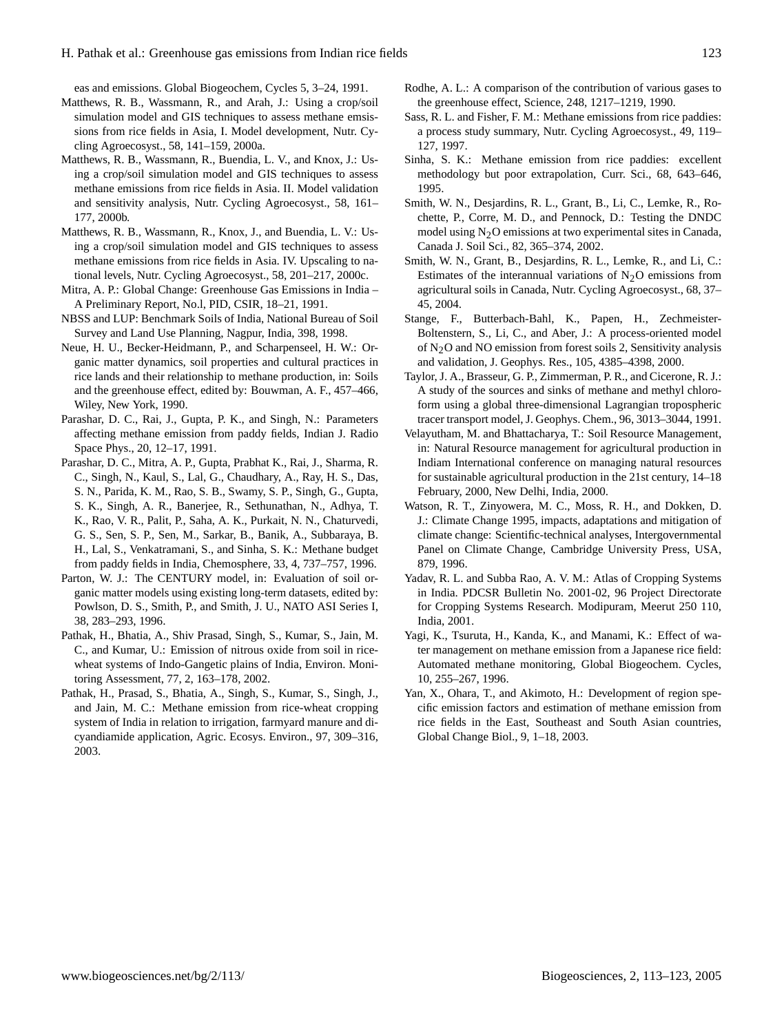eas and emissions. Global Biogeochem, Cycles 5, 3–24, 1991.

Matthews, R. B., Wassmann, R., and Arah, J.: Using a crop/soil simulation model and GIS techniques to assess methane emissions from rice fields in Asia, I. Model development, Nutr. Cycling Agroecosyst., 58, 141–159, 2000a.

Matthews, R. B., Wassmann, R., Buendia, L. V., and Knox, J.: Using a crop/soil simulation model and GIS techniques to assess methane emissions from rice fields in Asia. II. Model validation and sensitivity analysis, Nutr. Cycling Agroecosyst., 58, 161–177, 2000b.

Matthews, R. B., Wassmann, R., Knox, J., and Buendia, L. V.: Using a crop/soil simulation model and GIS techniques to assess methane emissions from rice fields in Asia. IV. Upscaling to national levels, Nutr. Cycling Agroecosyst., 58, 201–217, 2000c.

Mitra, A. P.: Global Change: Greenhouse Gas Emissions in India – A Preliminary Report, No.l, PID, CSIR, 18–21, 1991.

NBSS and LUP: Benchmark Soils of India, National Bureau of Soil Survey and Land Use Planning, Nagpur, India, 398, 1998.

Neue, H. U., Becker-Heidmann, P., and Scharpenseel, H. W.: Organic matter dynamics, soil properties and cultural practices in rice lands and their relationship to methane production, in: Soils and the greenhouse effect, edited by: Bouwman, A. F., 457–466, Wiley, New York, 1990.

Parashar, D. C., Rai, J., Gupta, P. K., and Singh, N.: Parameters affecting methane emission from paddy fields, Indian J. Radio Space Phys., 20, 12–17, 1991.

Parashar, D. C., Mitra, A. P., Gupta, Prabhat K., Rai, J., Sharma, R. C., Singh, N., Kaul, S., Lal, G., Chaudhary, A., Ray, H. S., Das, S. N., Parida, K. M., Rao, S. B., Swamy, S. P., Singh, G., Gupta, S. K., Singh, A. R., Banerjee, R., Sethunathan, N., Adhya, T. K., Rao, V. R., Palit, P., Saha, A. K., Purkait, N. N., Chaturvedi, G. S., Sen, S. P., Sen, M., Sarkar, B., Banik, A., Subbaraya, B. H., Lal, S., Venkatramani, S., and Sinha, S. K.: Methane budget from paddy fields in India, Chemosphere, 33, 4, 737–757, 1996.

Parton, W. J.: The CENTURY model, in: Evaluation of soil organic matter models using existing long-term datasets, edited by: Powlson, D. S., Smith, P., and Smith, J. U., NATO ASI Series I, 38, 283–293, 1996.

Pathak, H., Bhatia, A., Shiv Prasad, Singh, S., Kumar, S., Jain, M. C., and Kumar, U.: Emission of nitrous oxide from soil in rice-wheat systems of Indo-Gangetic plains of India, Environ. Monitoring Assessment, 77, 2, 163–178, 2002.

Pathak, H., Prasad, S., Bhatia, A., Singh, S., Kumar, S., Singh, J., and Jain, M. C.: Methane emission from rice-wheat cropping system of India in relation to irrigation, farmyard manure and dicyandiamide application, Agric. Ecosys. Environ., 97, 309–316, 2003.

Rodhe, A. L.: A comparison of the contribution of various gases to the greenhouse effect, Science, 248, 1217–1219, 1990.

Sass, R. L. and Fisher, F. M.: Methane emissions from rice paddies: a process study summary, Nutr. Cycling Agroecosyst., 49, 119–127, 1997.

Sinha, S. K.: Methane emission from rice paddies: excellent methodology but poor extrapolation, Curr. Sci., 68, 643–646, 1995.

Smith, W. N., Desjardins, R. L., Grant, B., Li, C., Lemke, R., Rochette, P., Corre, M. D., and Pennock, D.: Testing the DNDC model using $N_2O$ emissions at two experimental sites in Canada, Canada J. Soil Sci., 82, 365–374, 2002.

Smith, W. N., Grant, B., Desjardins, R. L., Lemke, R., and Li, C.: Estimates of the interannual variations of $N_2O$ emissions from agricultural soils in Canada, Nutr. Cycling Agroecosyst., 68, 37–45, 2004.

Stange, F., Butterbach-Bahl, K., Papen, H., Zechmeister-Boltenstern, S., Li, C., and Aber, J.: A process-oriented model of $N_2O$ and NO emission from forest soils 2, Sensitivity analysis and validation, J. Geophys. Res., 105, 4385–4398, 2000.

Taylor, J. A., Brasseur, G. P., Zimmerman, P. R., and Cicerone, R. J.: A study of the sources and sinks of methane and methyl chloroform using a global three-dimensional Lagrangian tropospheric tracer transport model, J. Geophys. Chem., 96, 3013–3044, 1991.

Velayutham, M. and Bhattacharya, T.: Soil Resource Management, in: Natural Resource management for agricultural production in Indiam International conference on managing natural resources for sustainable agricultural production in the 21st century, 14–18 February, 2000, New Delhi, India, 2000.

Watson, R. T., Zinyowera, M. C., Moss, R. H., and Dokken, D. J.: Climate Change 1995, impacts, adaptations and mitigation of climate change: Scientific-technical analyses, Intergovernmental Panel on Climate Change, Cambridge University Press, USA, 879, 1996.

Yadav, R. L. and Subba Rao, A. V. M.: Atlas of Cropping Systems in India. PDCSR Bulletin No. 2001-02, 96 Project Directorate for Cropping Systems Research. Modipuram, Meerut 250 110, India, 2001.

Yagi, K., Tsuruta, H., Kanda, K., and Manami, K.: Effect of water management on methane emission from a Japanese rice field: Automated methane monitoring, Global Biogeochem. Cycles, 10, 255–267, 1996.

Yan, X., Ohara, T., and Akimoto, H.: Development of region specific emission factors and estimation of methane emission from rice fields in the East, Southeast and South Asian countries, Global Change Biol., 9, 1–18, 2003.